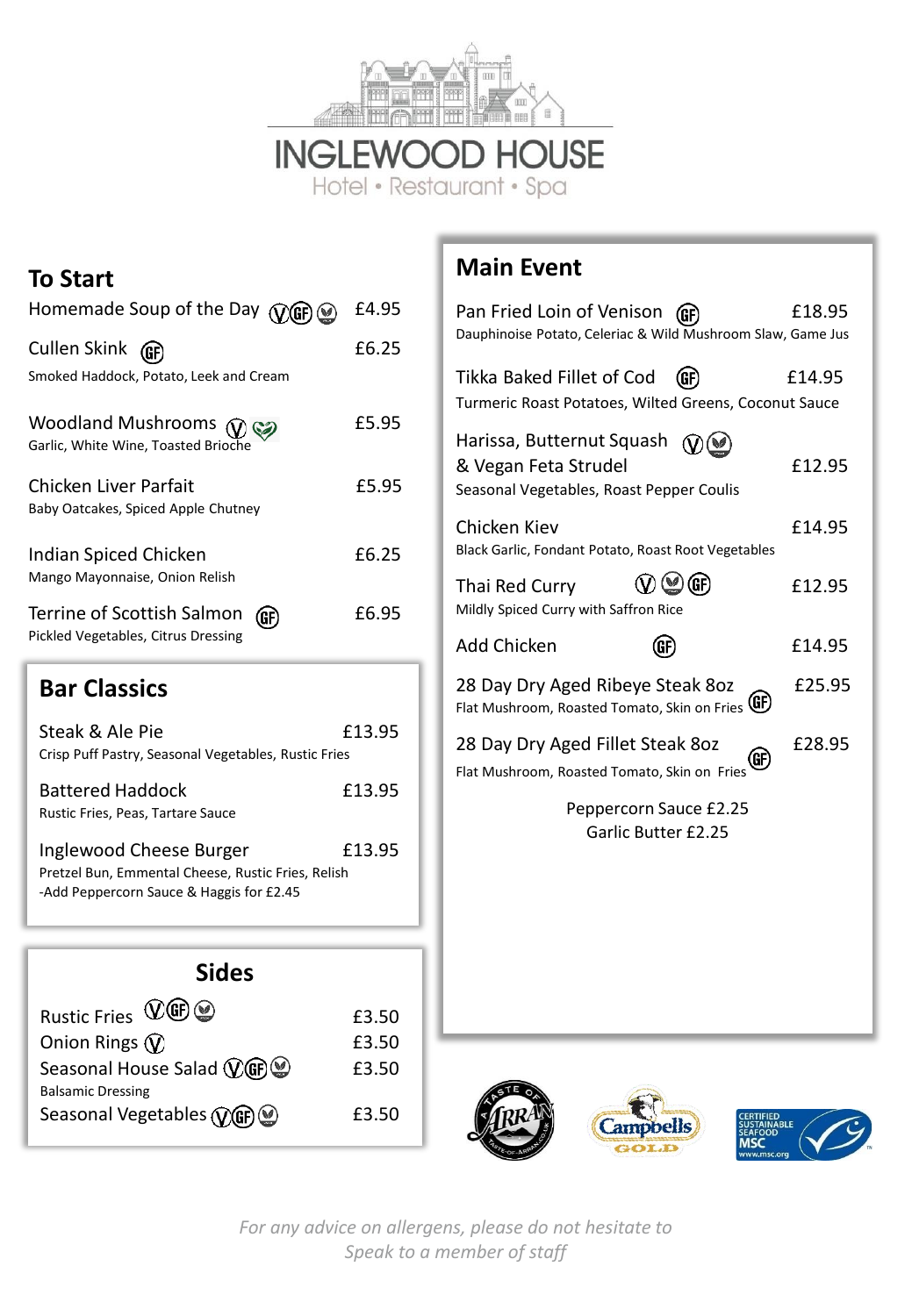# INGLEWOOD HOUSE

Hotel • Restaurant • Spa

## To Start

Homemade Soup of the Day (V)(GF)(VE) £4.95

Cullen Skink (GF) £6.25
Smoked Haddock, Potato, Leek and Cream

Woodland Mushrooms (V)(VE) £5.95
Garlic, White Wine, Toasted Brioche

Chicken Liver Parfait £5.95
Baby Oatcakes, Spiced Apple Chutney

Indian Spiced Chicken £6.25
Mango Mayonnaise, Onion Relish

Terrine of Scottish Salmon (GF) £6.95
Pickled Vegetables, Citrus Dressing

## Bar Classics

Steak & Ale Pie £13.95
Crisp Puff Pastry, Seasonal Vegetables, Rustic Fries

Battered Haddock £13.95
Rustic Fries, Peas, Tartare Sauce

Inglewood Cheese Burger £13.95
Pretzel Bun, Emmental Cheese, Rustic Fries, Relish
-Add Peppercorn Sauce & Haggis for £2.45

## Sides

Rustic Fries (V)(GF)(VE) £3.50
Onion Rings (V) £3.50
Seasonal House Salad (V)(GF)(VE) £3.50
Balsamic Dressing
Seasonal Vegetables (V)(GF)(VE) £3.50

## Main Event

Pan Fried Loin of Venison (GF) £18.95
Dauphinoise Potato, Celeriac & Wild Mushroom Slaw, Game Jus

Tikka Baked Fillet of Cod (GF) £14.95
Turmeric Roast Potatoes, Wilted Greens, Coconut Sauce

Harissa, Butternut Squash & Vegan Feta Strudel (V)(VE) £12.95
Seasonal Vegetables, Roast Pepper Coulis

Chicken Kiev £14.95
Black Garlic, Fondant Potato, Roast Root Vegetables

Thai Red Curry (V)(VE)(GF) £12.95
Mildly Spiced Curry with Saffron Rice

Add Chicken (GF) £14.95

28 Day Dry Aged Ribeye Steak 8oz (GF) £25.95
Flat Mushroom, Roasted Tomato, Skin on Fries

28 Day Dry Aged Fillet Steak 8oz (GF) £28.95
Flat Mushroom, Roasted Tomato, Skin on Fries

Peppercorn Sauce £2.25
Garlic Butter £2.25

*For any advice on allergens, please do not hesitate to Speak to a member of staff*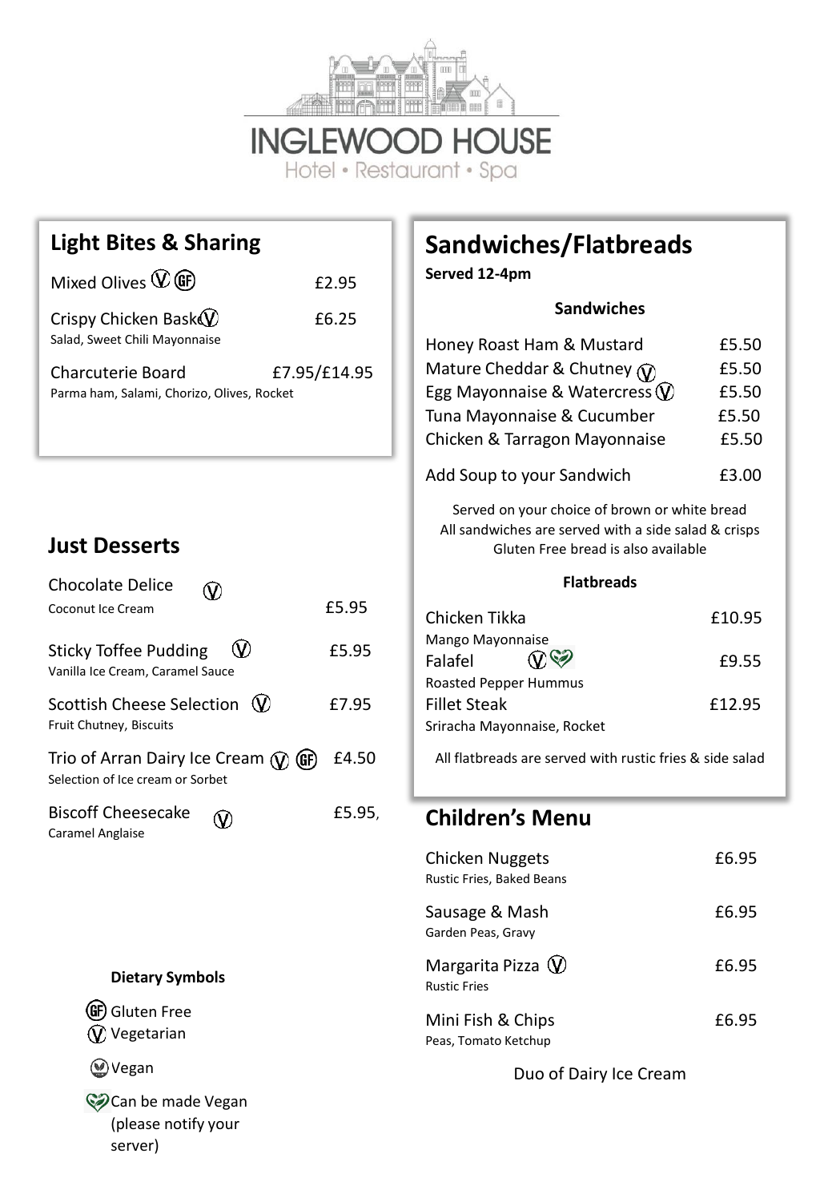INGLEWOOD HOUSE

Hotel • Restaurant • Spa

## Light Bites & Sharing

| | |
|---|---|
| Mixed Olives (V) (GF) | £2.95 |
| Crispy Chicken Bask(V) | £6.25 |
| Salad, Sweet Chili Mayonnaise | |
| Charcuterie Board | £7.95/£14.95 |
| Parma ham, Salami, Chorizo, Olives, Rocket | |

## Just Desserts

| | |
|---|---|
| Chocolate Delice (V) | |
| Coconut Ice Cream | £5.95 |
| Sticky Toffee Pudding (V) | £5.95 |
| Vanilla Ice Cream, Caramel Sauce | |
| Scottish Cheese Selection (V) | £7.95 |
| Fruit Chutney, Biscuits | |
| Trio of Arran Dairy Ice Cream (V) (GF) | £4.50 |
| Selection of Ice cream or Sorbet | |
| Biscoff Cheesecake (V) | £5.95, |
| Caramel Anglaise | |

**Dietary Symbols**

(GF) Gluten Free

(V) Vegetarian

Vegan

Can be made Vegan (please notify your server)

## Sandwiches/Flatbreads

**Served 12-4pm**

**Sandwiches**

| | |
|---|---|
| Honey Roast Ham & Mustard | £5.50 |
| Mature Cheddar & Chutney (V) | £5.50 |
| Egg Mayonnaise & Watercress (V) | £5.50 |
| Tuna Mayonnaise & Cucumber | £5.50 |
| Chicken & Tarragon Mayonnaise | £5.50 |
| Add Soup to your Sandwich | £3.00 |

Served on your choice of brown or white bread
All sandwiches are served with a side salad & crisps
Gluten Free bread is also available

**Flatbreads**

| | |
|---|---|
| Chicken Tikka | £10.95 |
| Mango Mayonnaise | |
| Falafel (V) (Can be made Vegan) | £9.55 |
| Roasted Pepper Hummus | |
| Fillet Steak | £12.95 |
| Sriracha Mayonnaise, Rocket | |

All flatbreads are served with rustic fries & side salad

## Children's Menu

| | |
|---|---|
| Chicken Nuggets | £6.95 |
| Rustic Fries, Baked Beans | |
| Sausage & Mash | £6.95 |
| Garden Peas, Gravy | |
| Margarita Pizza (V) | £6.95 |
| Rustic Fries | |
| Mini Fish & Chips | £6.95 |
| Peas, Tomato Ketchup | |

Duo of Dairy Ice Cream